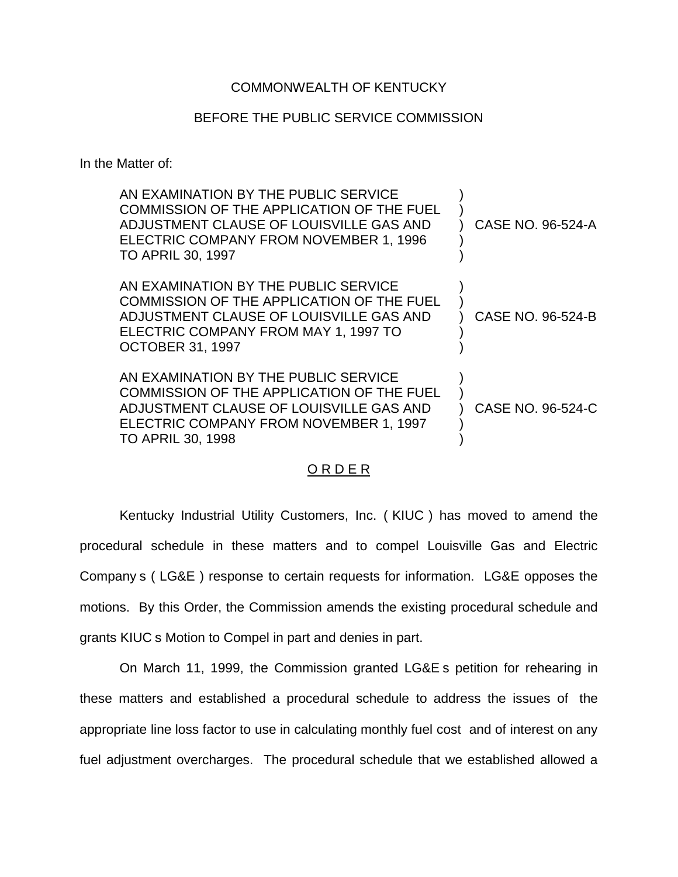COMMONWEALTH OF KENTUCKY

BEFORE THE PUBLIC SERVICE COMMISSION

In the Matter of:

| | | |
|---|---|---|
| AN EXAMINATION BY THE PUBLIC SERVICE COMMISSION OF THE APPLICATION OF THE FUEL ADJUSTMENT CLAUSE OF LOUISVILLE GAS AND ELECTRIC COMPANY FROM NOVEMBER 1, 1996 TO APRIL 30, 1997 | ) | CASE NO. 96-524-A |
| AN EXAMINATION BY THE PUBLIC SERVICE COMMISSION OF THE APPLICATION OF THE FUEL ADJUSTMENT CLAUSE OF LOUISVILLE GAS AND ELECTRIC COMPANY FROM MAY 1, 1997 TO OCTOBER 31, 1997 | ) | CASE NO. 96-524-B |
| AN EXAMINATION BY THE PUBLIC SERVICE COMMISSION OF THE APPLICATION OF THE FUEL ADJUSTMENT CLAUSE OF LOUISVILLE GAS AND ELECTRIC COMPANY FROM NOVEMBER 1, 1997 TO APRIL 30, 1998 | ) | CASE NO. 96-524-C |

## O R D E R

Kentucky Industrial Utility Customers, Inc. ( KIUC ) has moved to amend the procedural schedule in these matters and to compel Louisville Gas and Electric Company s ( LG&E ) response to certain requests for information. LG&E opposes the motions. By this Order, the Commission amends the existing procedural schedule and grants KIUC s Motion to Compel in part and denies in part.

On March 11, 1999, the Commission granted LG&E s petition for rehearing in these matters and established a procedural schedule to address the issues of the appropriate line loss factor to use in calculating monthly fuel cost and of interest on any fuel adjustment overcharges. The procedural schedule that we established allowed a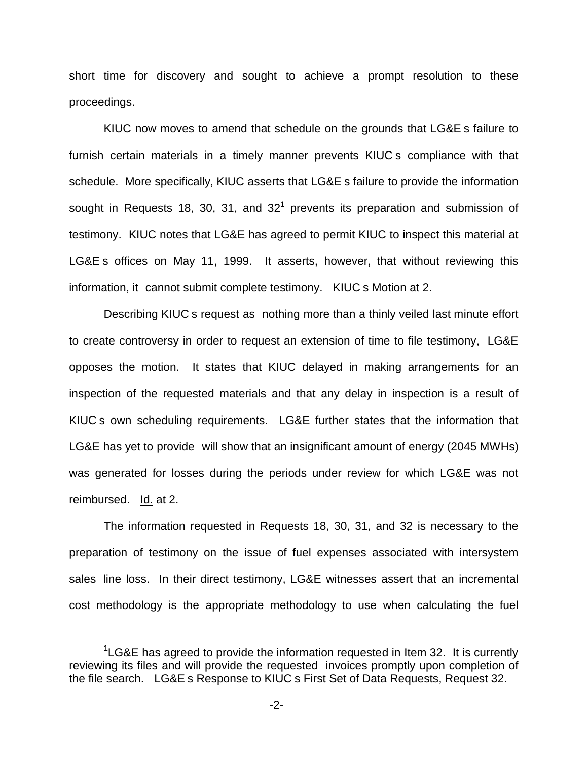short time for discovery and sought to achieve a prompt resolution to these proceedings.

KIUC now moves to amend that schedule on the grounds that LG&E s failure to furnish certain materials in a timely manner prevents KIUC s compliance with that schedule. More specifically, KIUC asserts that LG&E s failure to provide the information sought in Requests 18, 30, 31, and 32[1] prevents its preparation and submission of testimony. KIUC notes that LG&E has agreed to permit KIUC to inspect this material at LG&E s offices on May 11, 1999. It asserts, however, that without reviewing this information, it cannot submit complete testimony. KIUC s Motion at 2.

Describing KIUC s request as nothing more than a thinly veiled last minute effort to create controversy in order to request an extension of time to file testimony, LG&E opposes the motion. It states that KIUC delayed in making arrangements for an inspection of the requested materials and that any delay in inspection is a result of KIUC s own scheduling requirements. LG&E further states that the information that LG&E has yet to provide will show that an insignificant amount of energy (2045 MWHs) was generated for losses during the periods under review for which LG&E was not reimbursed. Id. at 2.

The information requested in Requests 18, 30, 31, and 32 is necessary to the preparation of testimony on the issue of fuel expenses associated with intersystem sales line loss. In their direct testimony, LG&E witnesses assert that an incremental cost methodology is the appropriate methodology to use when calculating the fuel

[1] LG&E has agreed to provide the information requested in Item 32. It is currently reviewing its files and will provide the requested invoices promptly upon completion of the file search. LG&E s Response to KIUC s First Set of Data Requests, Request 32.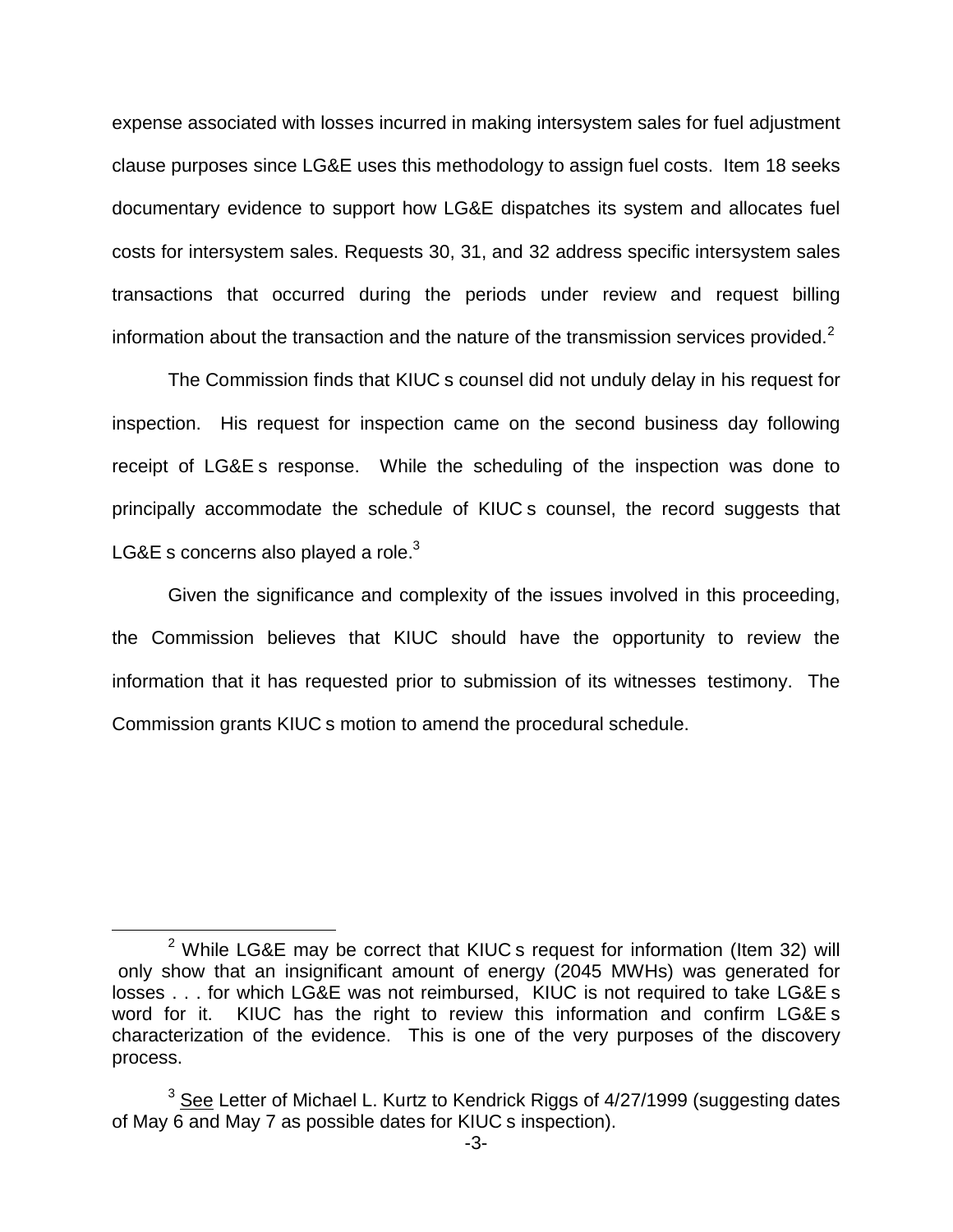expense associated with losses incurred in making intersystem sales for fuel adjustment clause purposes since LG&E uses this methodology to assign fuel costs. Item 18 seeks documentary evidence to support how LG&E dispatches its system and allocates fuel costs for intersystem sales. Requests 30, 31, and 32 address specific intersystem sales transactions that occurred during the periods under review and request billing information about the transaction and the nature of the transmission services provided.[2]

The Commission finds that KIUC s counsel did not unduly delay in his request for inspection. His request for inspection came on the second business day following receipt of LG&E s response. While the scheduling of the inspection was done to principally accommodate the schedule of KIUC s counsel, the record suggests that LG&E s concerns also played a role.[3]

Given the significance and complexity of the issues involved in this proceeding, the Commission believes that KIUC should have the opportunity to review the information that it has requested prior to submission of its witnesses testimony. The Commission grants KIUC s motion to amend the procedural schedule.

---

[2] While LG&E may be correct that KIUC s request for information (Item 32) will only show that an insignificant amount of energy (2045 MWHs) was generated for losses . . . for which LG&E was not reimbursed, KIUC is not required to take LG&E s word for it. KIUC has the right to review this information and confirm LG&E s characterization of the evidence. This is one of the very purposes of the discovery process.

[3] See Letter of Michael L. Kurtz to Kendrick Riggs of 4/27/1999 (suggesting dates of May 6 and May 7 as possible dates for KIUC s inspection).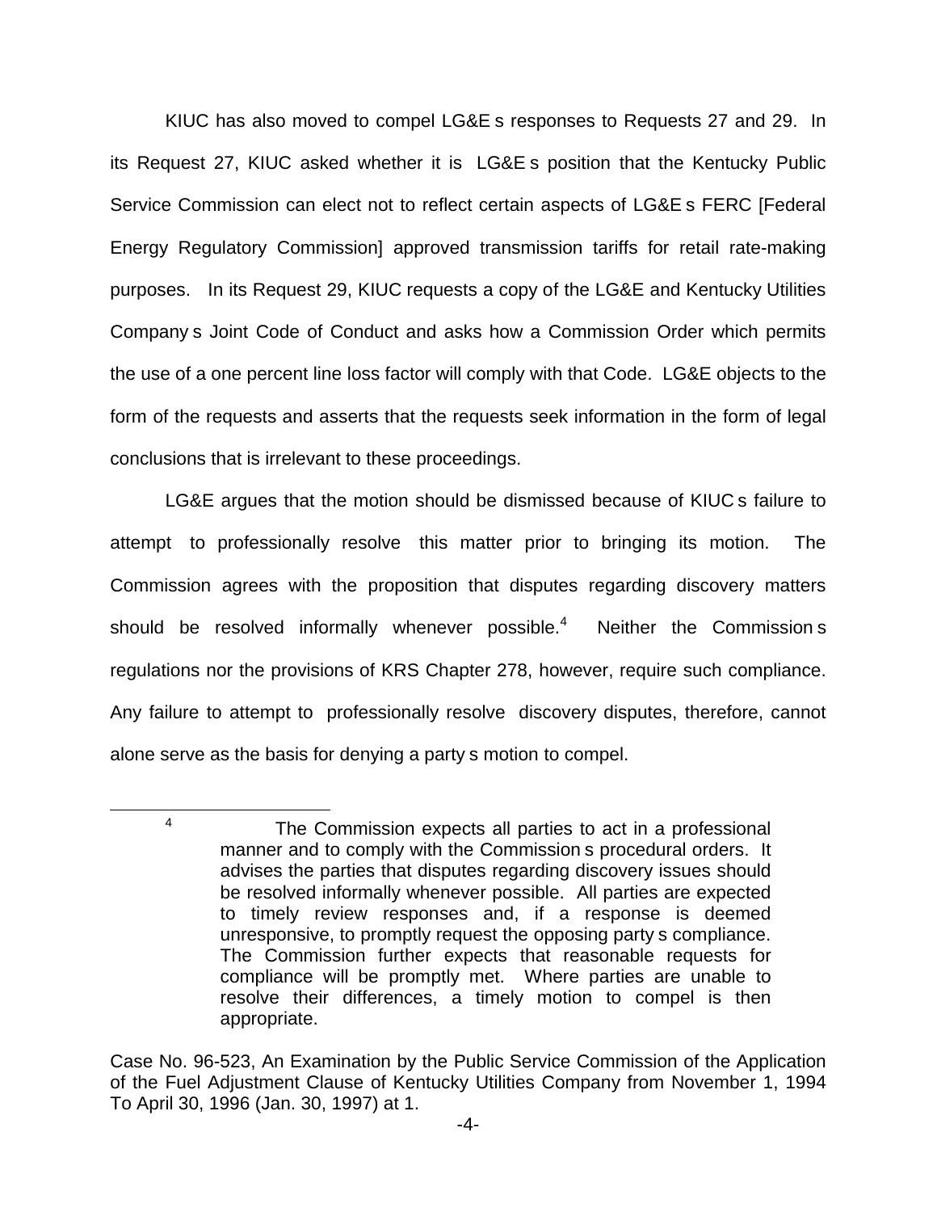KIUC has also moved to compel LG&E s responses to Requests 27 and 29. In its Request 27, KIUC asked whether it is LG&E s position that the Kentucky Public Service Commission can elect not to reflect certain aspects of LG&E s FERC [Federal Energy Regulatory Commission] approved transmission tariffs for retail rate-making purposes. In its Request 29, KIUC requests a copy of the LG&E and Kentucky Utilities Company s Joint Code of Conduct and asks how a Commission Order which permits the use of a one percent line loss factor will comply with that Code. LG&E objects to the form of the requests and asserts that the requests seek information in the form of legal conclusions that is irrelevant to these proceedings.

LG&E argues that the motion should be dismissed because of KIUC s failure to attempt to professionally resolve this matter prior to bringing its motion. The Commission agrees with the proposition that disputes regarding discovery matters should be resolved informally whenever possible.[4] Neither the Commission s regulations nor the provisions of KRS Chapter 278, however, require such compliance. Any failure to attempt to professionally resolve discovery disputes, therefore, cannot alone serve as the basis for denying a party s motion to compel.

---

[4] The Commission expects all parties to act in a professional manner and to comply with the Commission s procedural orders. It advises the parties that disputes regarding discovery issues should be resolved informally whenever possible. All parties are expected to timely review responses and, if a response is deemed unresponsive, to promptly request the opposing party s compliance. The Commission further expects that reasonable requests for compliance will be promptly met. Where parties are unable to resolve their differences, a timely motion to compel is then appropriate.

Case No. 96-523, An Examination by the Public Service Commission of the Application of the Fuel Adjustment Clause of Kentucky Utilities Company from November 1, 1994 To April 30, 1996 (Jan. 30, 1997) at 1.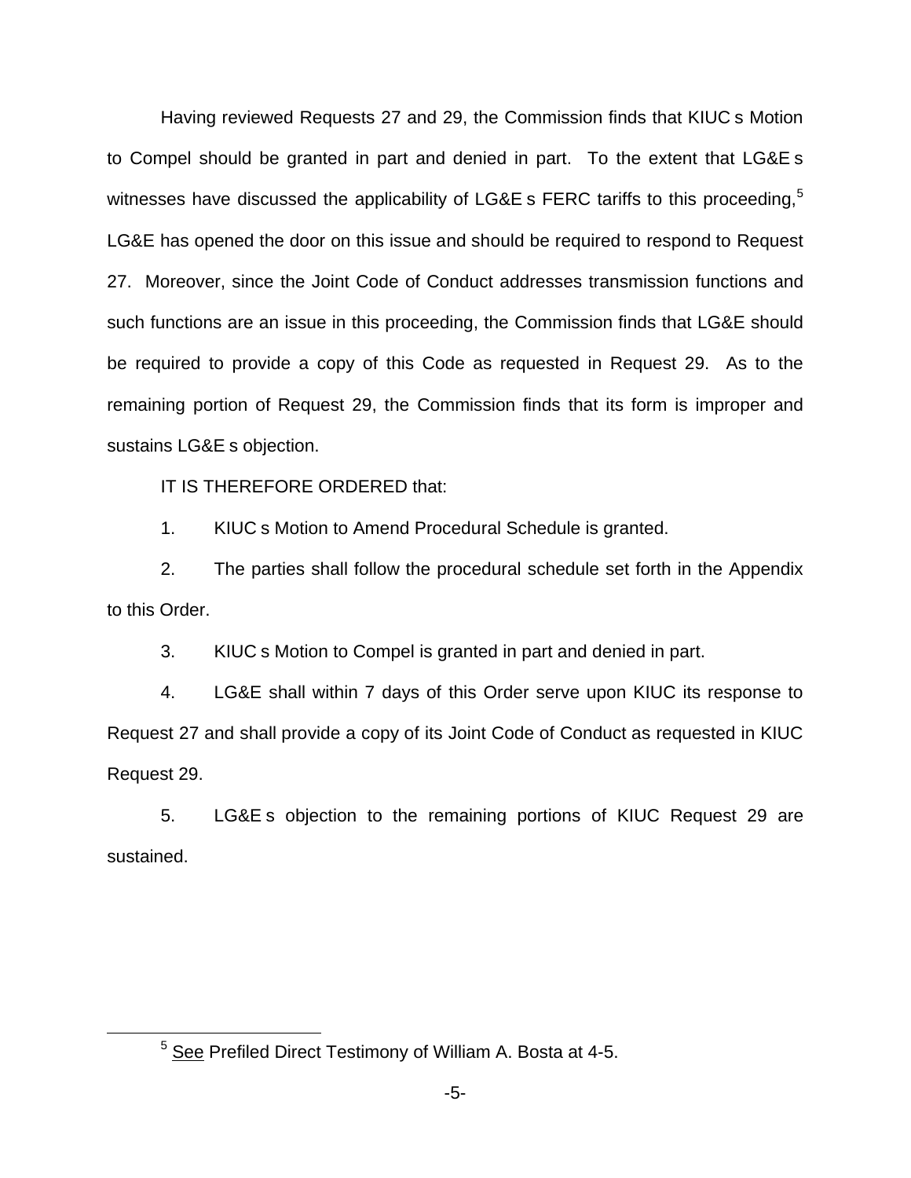Having reviewed Requests 27 and 29, the Commission finds that KIUC s Motion to Compel should be granted in part and denied in part. To the extent that LG&E s witnesses have discussed the applicability of LG&E s FERC tariffs to this proceeding,[5] LG&E has opened the door on this issue and should be required to respond to Request 27. Moreover, since the Joint Code of Conduct addresses transmission functions and such functions are an issue in this proceeding, the Commission finds that LG&E should be required to provide a copy of this Code as requested in Request 29. As to the remaining portion of Request 29, the Commission finds that its form is improper and sustains LG&E s objection.

IT IS THEREFORE ORDERED that:

1. KIUC s Motion to Amend Procedural Schedule is granted.

2. The parties shall follow the procedural schedule set forth in the Appendix to this Order.

3. KIUC s Motion to Compel is granted in part and denied in part.

4. LG&E shall within 7 days of this Order serve upon KIUC its response to Request 27 and shall provide a copy of its Joint Code of Conduct as requested in KIUC Request 29.

5. LG&E s objection to the remaining portions of KIUC Request 29 are sustained.

---

[5] See Prefiled Direct Testimony of William A. Bosta at 4-5.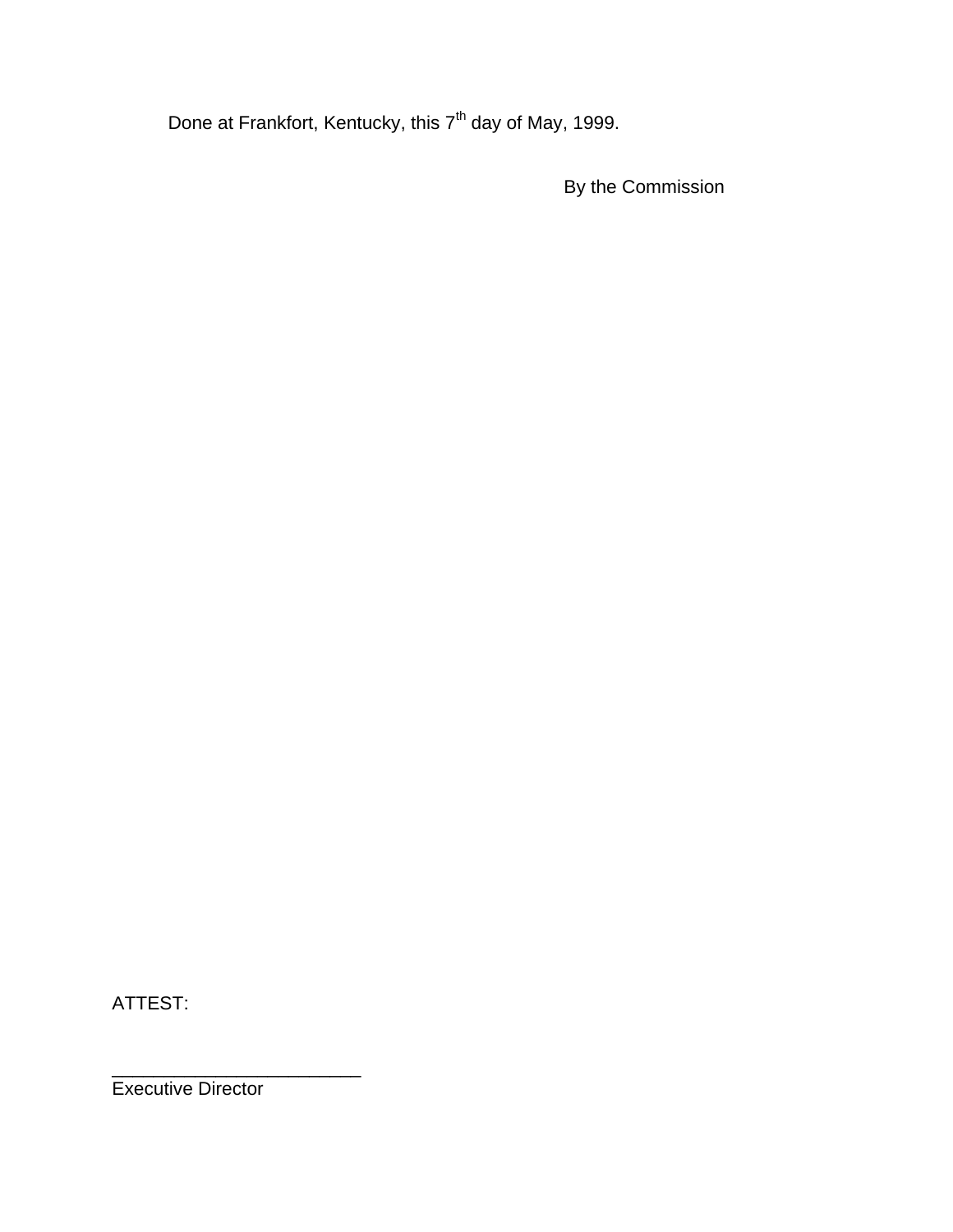Done at Frankfort, Kentucky, this 7th day of May, 1999.

By the Commission

ATTEST:

________________________
Executive Director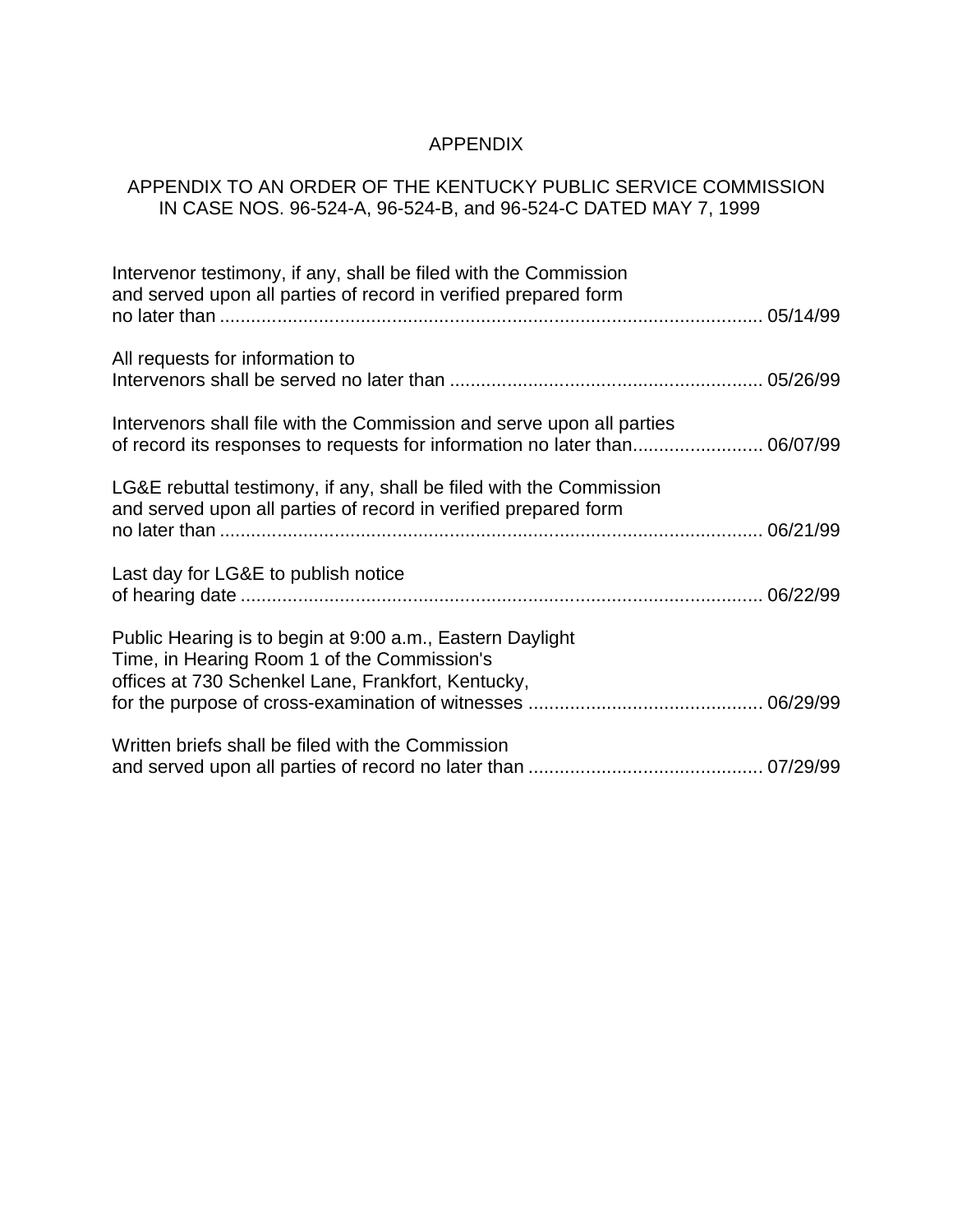APPENDIX

APPENDIX TO AN ORDER OF THE KENTUCKY PUBLIC SERVICE COMMISSION IN CASE NOS. 96-524-A, 96-524-B, and 96-524-C DATED MAY 7, 1999

Intervenor testimony, if any, shall be filed with the Commission and served upon all parties of record in verified prepared form no later than ........................................ 05/14/99

All requests for information to Intervenors shall be served no later than ........................................ 05/26/99

Intervenors shall file with the Commission and serve upon all parties of record its responses to requests for information no later than........................ 06/07/99

LG&E rebuttal testimony, if any, shall be filed with the Commission and served upon all parties of record in verified prepared form no later than ........................................ 06/21/99

Last day for LG&E to publish notice of hearing date ........................................ 06/22/99

Public Hearing is to begin at 9:00 a.m., Eastern Daylight Time, in Hearing Room 1 of the Commission's offices at 730 Schenkel Lane, Frankfort, Kentucky, for the purpose of cross-examination of witnesses ........................................ 06/29/99

Written briefs shall be filed with the Commission and served upon all parties of record no later than ........................................ 07/29/99